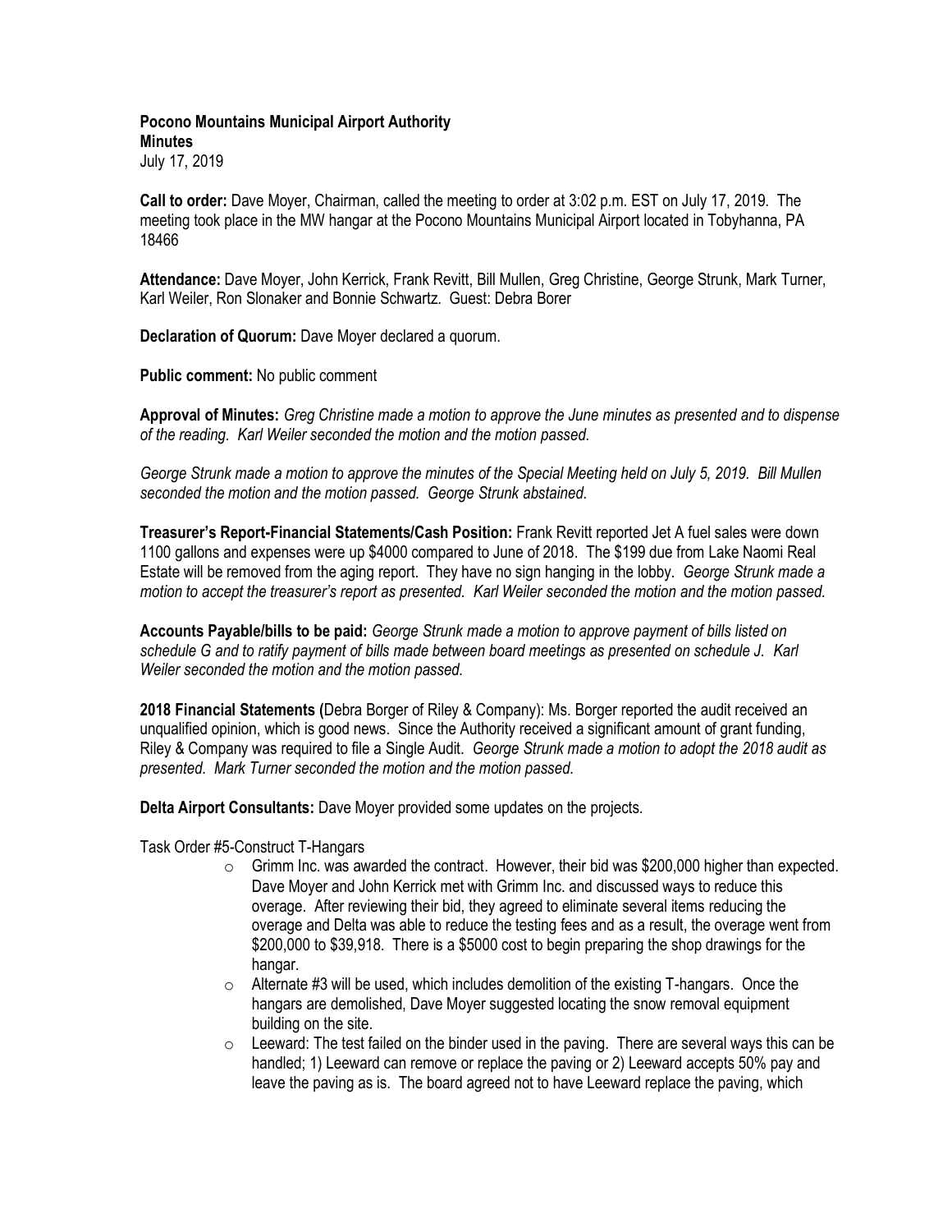**Pocono Mountains Municipal Airport Authority**
**Minutes**
July 17, 2019

**Call to order:** Dave Moyer, Chairman, called the meeting to order at 3:02 p.m. EST on July 17, 2019. The meeting took place in the MW hangar at the Pocono Mountains Municipal Airport located in Tobyhanna, PA 18466

**Attendance:** Dave Moyer, John Kerrick, Frank Revitt, Bill Mullen, Greg Christine, George Strunk, Mark Turner, Karl Weiler, Ron Slonaker and Bonnie Schwartz. Guest: Debra Borer

**Declaration of Quorum:** Dave Moyer declared a quorum.

**Public comment:** No public comment

**Approval of Minutes:** *Greg Christine made a motion to approve the June minutes as presented and to dispense of the reading. Karl Weiler seconded the motion and the motion passed.*

*George Strunk made a motion to approve the minutes of the Special Meeting held on July 5, 2019. Bill Mullen seconded the motion and the motion passed. George Strunk abstained.*

**Treasurer's Report-Financial Statements/Cash Position:** Frank Revitt reported Jet A fuel sales were down 1100 gallons and expenses were up $4000 compared to June of 2018. The $199 due from Lake Naomi Real Estate will be removed from the aging report. They have no sign hanging in the lobby. *George Strunk made a motion to accept the treasurer's report as presented. Karl Weiler seconded the motion and the motion passed.*

**Accounts Payable/bills to be paid:** *George Strunk made a motion to approve payment of bills listed on schedule G and to ratify payment of bills made between board meetings as presented on schedule J. Karl Weiler seconded the motion and the motion passed.*

**2018 Financial Statements (**Debra Borger of Riley & Company): Ms. Borger reported the audit received an unqualified opinion, which is good news. Since the Authority received a significant amount of grant funding, Riley & Company was required to file a Single Audit. *George Strunk made a motion to adopt the 2018 audit as presented. Mark Turner seconded the motion and the motion passed.*

**Delta Airport Consultants:** Dave Moyer provided some updates on the projects.

Task Order #5-Construct T-Hangars

- Grimm Inc. was awarded the contract. However, their bid was $200,000 higher than expected. Dave Moyer and John Kerrick met with Grimm Inc. and discussed ways to reduce this overage. After reviewing their bid, they agreed to eliminate several items reducing the overage and Delta was able to reduce the testing fees and as a result, the overage went from $200,000 to $39,918. There is a $5000 cost to begin preparing the shop drawings for the hangar.
- Alternate #3 will be used, which includes demolition of the existing T-hangars. Once the hangars are demolished, Dave Moyer suggested locating the snow removal equipment building on the site.
- Leeward: The test failed on the binder used in the paving. There are several ways this can be handled; 1) Leeward can remove or replace the paving or 2) Leeward accepts 50% pay and leave the paving as is. The board agreed not to have Leeward replace the paving, which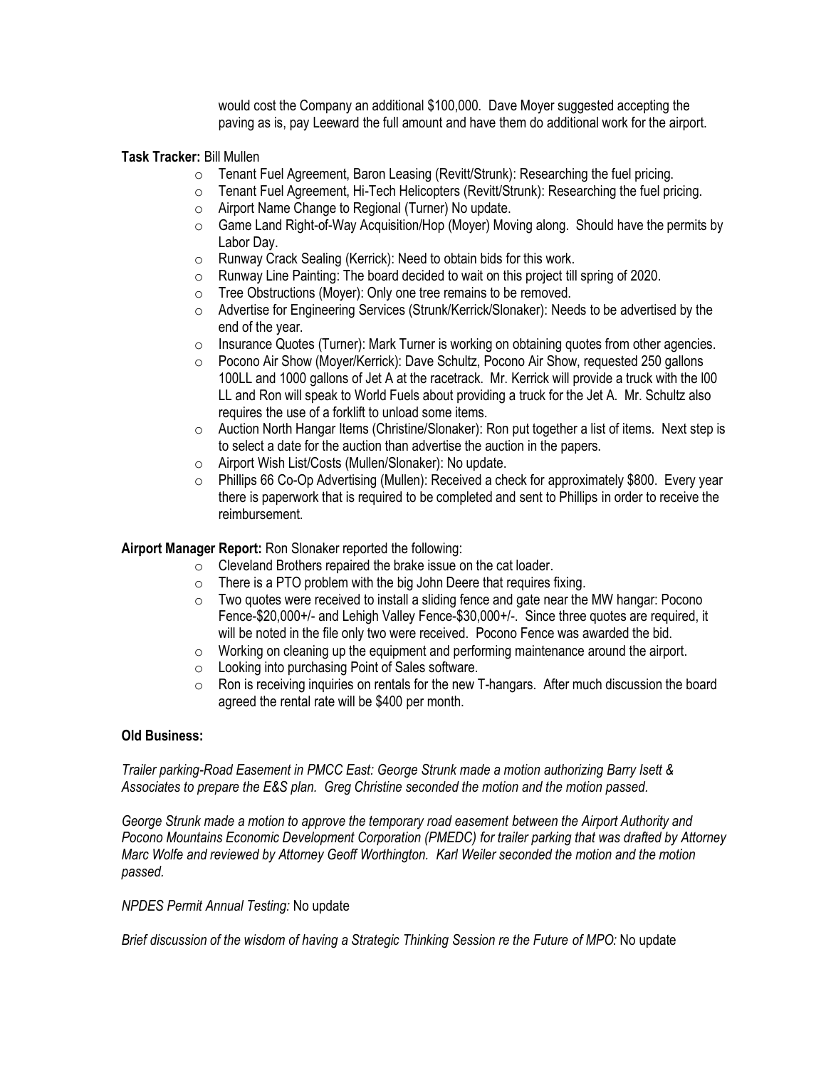would cost the Company an additional $100,000. Dave Moyer suggested accepting the paving as is, pay Leeward the full amount and have them do additional work for the airport.

**Task Tracker:** Bill Mullen

- Tenant Fuel Agreement, Baron Leasing (Revitt/Strunk): Researching the fuel pricing.
- Tenant Fuel Agreement, Hi-Tech Helicopters (Revitt/Strunk): Researching the fuel pricing.
- Airport Name Change to Regional (Turner) No update.
- Game Land Right-of-Way Acquisition/Hop (Moyer) Moving along. Should have the permits by Labor Day.
- Runway Crack Sealing (Kerrick): Need to obtain bids for this work.
- Runway Line Painting: The board decided to wait on this project till spring of 2020.
- Tree Obstructions (Moyer): Only one tree remains to be removed.
- Advertise for Engineering Services (Strunk/Kerrick/Slonaker): Needs to be advertised by the end of the year.
- Insurance Quotes (Turner): Mark Turner is working on obtaining quotes from other agencies.
- Pocono Air Show (Moyer/Kerrick): Dave Schultz, Pocono Air Show, requested 250 gallons 100LL and 1000 gallons of Jet A at the racetrack. Mr. Kerrick will provide a truck with the l00 LL and Ron will speak to World Fuels about providing a truck for the Jet A. Mr. Schultz also requires the use of a forklift to unload some items.
- Auction North Hangar Items (Christine/Slonaker): Ron put together a list of items. Next step is to select a date for the auction than advertise the auction in the papers.
- Airport Wish List/Costs (Mullen/Slonaker): No update.
- Phillips 66 Co-Op Advertising (Mullen): Received a check for approximately $800. Every year there is paperwork that is required to be completed and sent to Phillips in order to receive the reimbursement.

**Airport Manager Report:** Ron Slonaker reported the following:

- Cleveland Brothers repaired the brake issue on the cat loader.
- There is a PTO problem with the big John Deere that requires fixing.
- Two quotes were received to install a sliding fence and gate near the MW hangar: Pocono Fence-$20,000+/- and Lehigh Valley Fence-$30,000+/-. Since three quotes are required, it will be noted in the file only two were received. Pocono Fence was awarded the bid.
- Working on cleaning up the equipment and performing maintenance around the airport.
- Looking into purchasing Point of Sales software.
- Ron is receiving inquiries on rentals for the new T-hangars. After much discussion the board agreed the rental rate will be $400 per month.

**Old Business:**

*Trailer parking-Road Easement in PMCC East: George Strunk made a motion authorizing Barry Isett & Associates to prepare the E&S plan. Greg Christine seconded the motion and the motion passed.*

*George Strunk made a motion to approve the temporary road easement between the Airport Authority and Pocono Mountains Economic Development Corporation (PMEDC) for trailer parking that was drafted by Attorney Marc Wolfe and reviewed by Attorney Geoff Worthington. Karl Weiler seconded the motion and the motion passed.*

*NPDES Permit Annual Testing:* No update

*Brief discussion of the wisdom of having a Strategic Thinking Session re the Future of MPO:* No update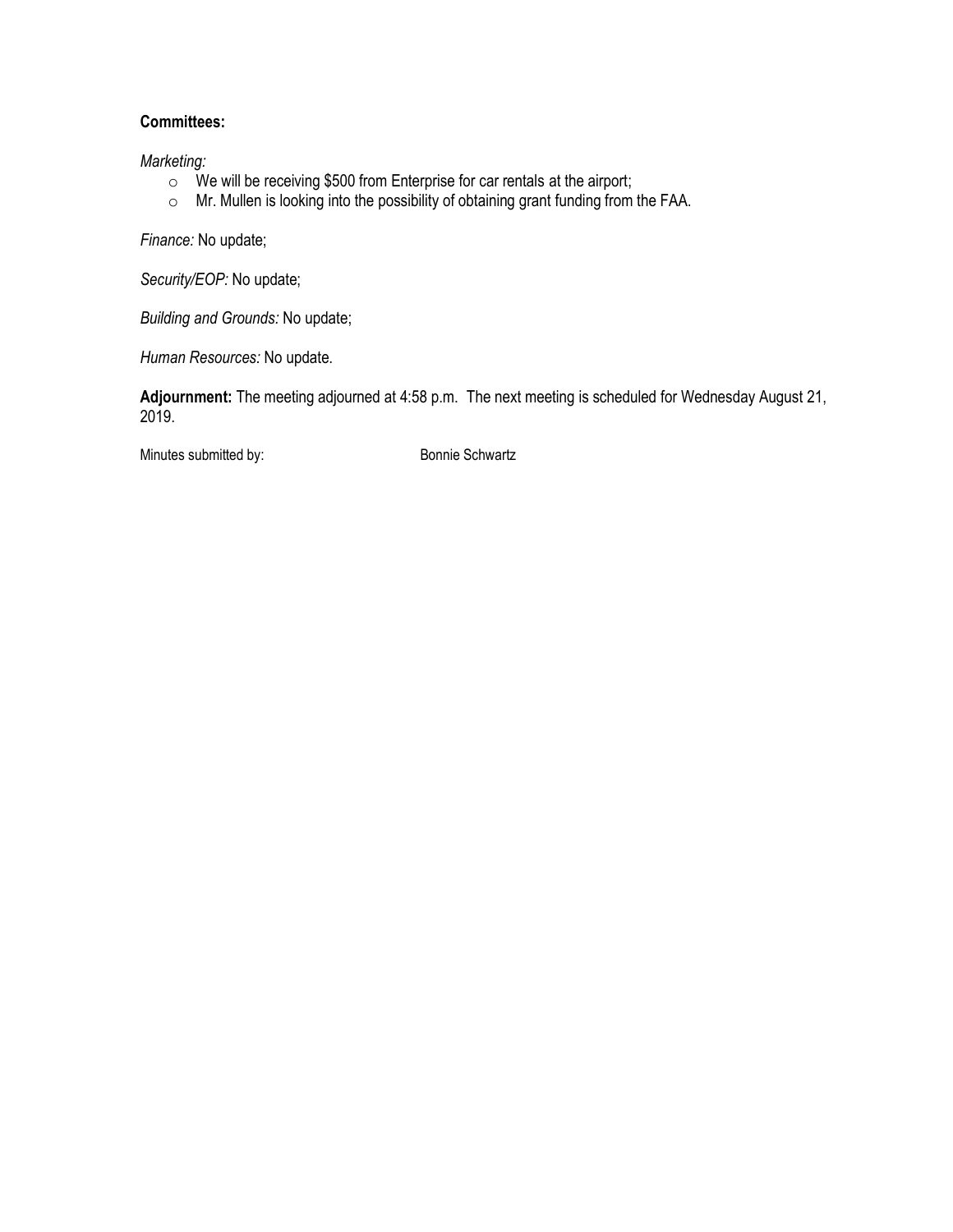**Committees:**

*Marketing:*

- We will be receiving $500 from Enterprise for car rentals at the airport;
- Mr. Mullen is looking into the possibility of obtaining grant funding from the FAA.

*Finance:* No update;

*Security/EOP:* No update;

*Building and Grounds:* No update;

*Human Resources:* No update.

**Adjournment:** The meeting adjourned at 4:58 p.m. The next meeting is scheduled for Wednesday August 21, 2019.

Minutes submitted by: Bonnie Schwartz